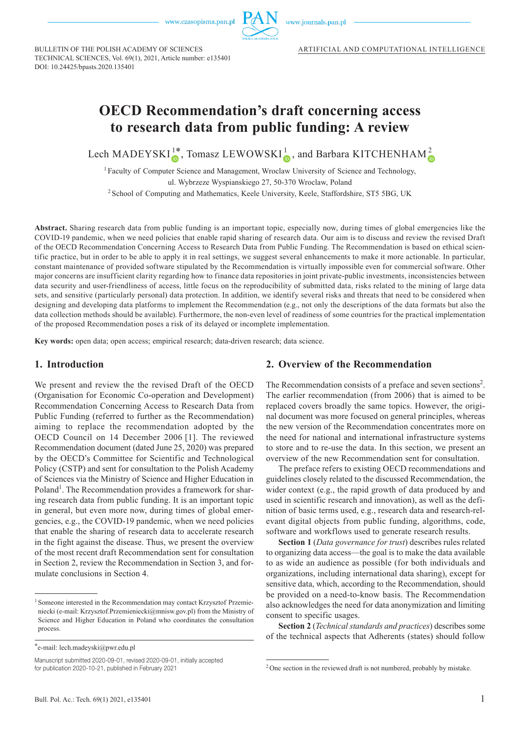BULLETIN OF THE POLISH ACADEMY OF SCIENCES
TECHNICAL SCIENCES, Vol. 69(1), 2021, Article number: e135401
DOI: 10.24425/bpasts.2020.135401

ARTIFICIAL AND COMPUTATIONAL INTELLIGENCE

# OECD Recommendation's draft concerning access to research data from public funding: A review

Lech MADEYSKI[1*], Tomasz LEWOWSKI[1], and Barbara KITCHENHAM[2]

[1] Faculty of Computer Science and Management, Wroclaw University of Science and Technology, ul. Wybrzeze Wyspianskiego 27, 50-370 Wroclaw, Poland

[2] School of Computing and Mathematics, Keele University, Keele, Staffordshire, ST5 5BG, UK

**Abstract.** Sharing research data from public funding is an important topic, especially now, during times of global emergencies like the COVID-19 pandemic, when we need policies that enable rapid sharing of research data. Our aim is to discuss and review the revised Draft of the OECD Recommendation Concerning Access to Research Data from Public Funding. The Recommendation is based on ethical scientific practice, but in order to be able to apply it in real settings, we suggest several enhancements to make it more actionable. In particular, constant maintenance of provided software stipulated by the Recommendation is virtually impossible even for commercial software. Other major concerns are insufficient clarity regarding how to finance data repositories in joint private-public investments, inconsistencies between data security and user-friendliness of access, little focus on the reproducibility of submitted data, risks related to the mining of large data sets, and sensitive (particularly personal) data protection. In addition, we identify several risks and threats that need to be considered when designing and developing data platforms to implement the Recommendation (e.g., not only the descriptions of the data formats but also the data collection methods should be available). Furthermore, the non-even level of readiness of some countries for the practical implementation of the proposed Recommendation poses a risk of its delayed or incomplete implementation.

**Key words:** open data; open access; empirical research; data-driven research; data science.

## 1. Introduction

We present and review the the revised Draft of the OECD (Organisation for Economic Co-operation and Development) Recommendation Concerning Access to Research Data from Public Funding (referred to further as the Recommendation) aiming to replace the recommendation adopted by the OECD Council on 14 December 2006 [1]. The reviewed Recommendation document (dated June 25, 2020) was prepared by the OECD's Committee for Scientific and Technological Policy (CSTP) and sent for consultation to the Polish Academy of Sciences via the Ministry of Science and Higher Education in Poland[1]. The Recommendation provides a framework for sharing research data from public funding. It is an important topic in general, but even more now, during times of global emergencies, e.g., the COVID-19 pandemic, when we need policies that enable the sharing of research data to accelerate research in the fight against the disease. Thus, we present the overview of the most recent draft Recommendation sent for consultation in Section 2, review the Recommendation in Section 3, and formulate conclusions in Section 4.

[1] Someone interested in the Recommendation may contact Krzysztof Przemieniecki (e-mail: Krzysztof.Przemieniecki@mnisw.gov.pl) from the Ministry of Science and Higher Education in Poland who coordinates the consultation process.

*e-mail: lech.madeyski@pwr.edu.pl

Manuscript submitted 2020-09-01, revised 2020-09-01, initially accepted for publication 2020-10-21, published in February 2021

## 2. Overview of the Recommendation

The Recommendation consists of a preface and seven sections[2]. The earlier recommendation (from 2006) that is aimed to be replaced covers broadly the same topics. However, the original document was more focused on general principles, whereas the new version of the Recommendation concentrates more on the need for national and international infrastructure systems to store and to re-use the data. In this section, we present an overview of the new Recommendation sent for consultation.

The preface refers to existing OECD recommendations and guidelines closely related to the discussed Recommendation, the wider context (e.g., the rapid growth of data produced by and used in scientific research and innovation), as well as the definition of basic terms used, e.g., research data and research-relevant digital objects from public funding, algorithms, code, software and workflows used to generate research results.

**Section 1** (*Data governance for trust*) describes rules related to organizing data access—the goal is to make the data available to as wide an audience as possible (for both individuals and organizations, including international data sharing), except for sensitive data, which, according to the Recommendation, should be provided on a need-to-know basis. The Recommendation also acknowledges the need for data anonymization and limiting consent to specific usages.

**Section 2** (*Technical standards and practices*) describes some of the technical aspects that Adherents (states) should follow

[2] One section in the reviewed draft is not numbered, probably by mistake.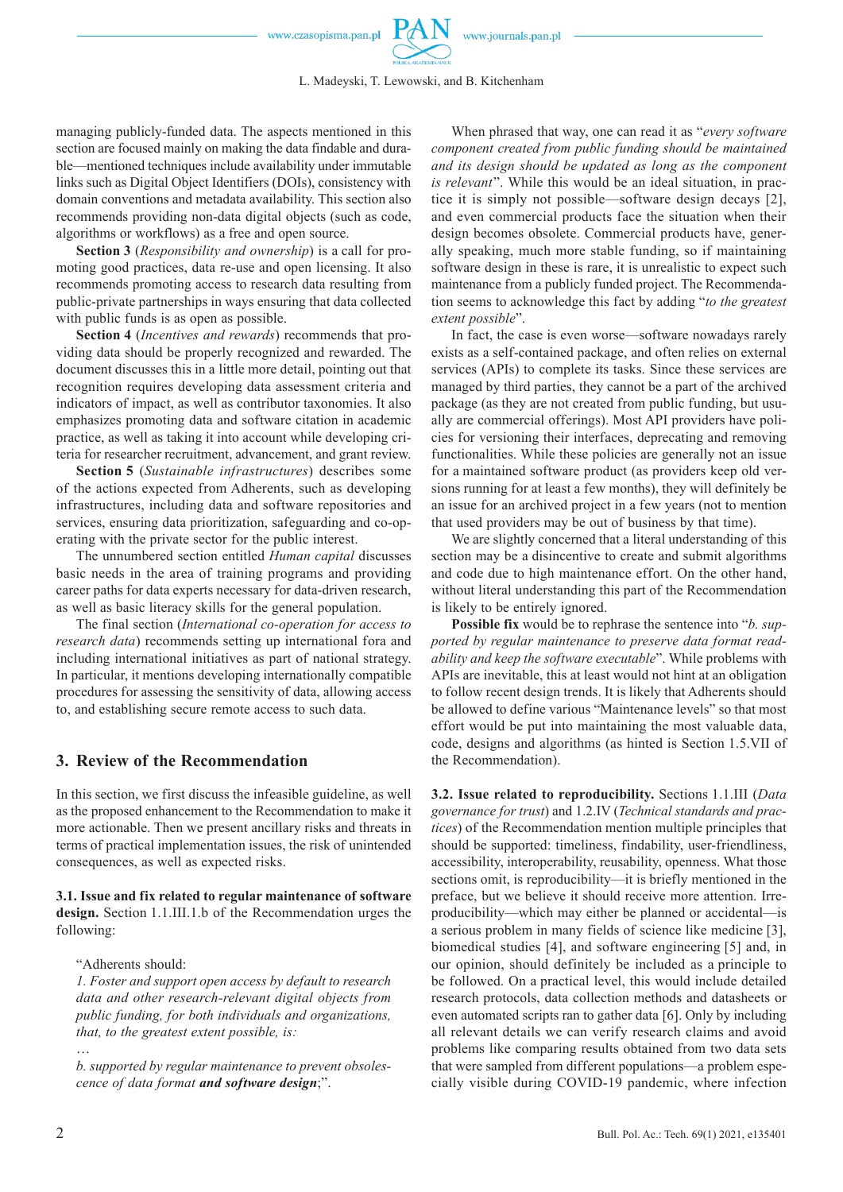managing publicly-funded data. The aspects mentioned in this section are focused mainly on making the data findable and durable—mentioned techniques include availability under immutable links such as Digital Object Identifiers (DOIs), consistency with domain conventions and metadata availability. This section also recommends providing non-data digital objects (such as code, algorithms or workflows) as a free and open source.

**Section 3** (*Responsibility and ownership*) is a call for promoting good practices, data re-use and open licensing. It also recommends promoting access to research data resulting from public-private partnerships in ways ensuring that data collected with public funds is as open as possible.

**Section 4** (*Incentives and rewards*) recommends that providing data should be properly recognized and rewarded. The document discusses this in a little more detail, pointing out that recognition requires developing data assessment criteria and indicators of impact, as well as contributor taxonomies. It also emphasizes promoting data and software citation in academic practice, as well as taking it into account while developing criteria for researcher recruitment, advancement, and grant review.

**Section 5** (*Sustainable infrastructures*) describes some of the actions expected from Adherents, such as developing infrastructures, including data and software repositories and services, ensuring data prioritization, safeguarding and co-operating with the private sector for the public interest.

The unnumbered section entitled *Human capital* discusses basic needs in the area of training programs and providing career paths for data experts necessary for data-driven research, as well as basic literacy skills for the general population.

The final section (*International co-operation for access to research data*) recommends setting up international fora and including international initiatives as part of national strategy. In particular, it mentions developing internationally compatible procedures for assessing the sensitivity of data, allowing access to, and establishing secure remote access to such data.

## 3. Review of the Recommendation

In this section, we first discuss the infeasible guideline, as well as the proposed enhancement to the Recommendation to make it more actionable. Then we present ancillary risks and threats in terms of practical implementation issues, the risk of unintended consequences, as well as expected risks.

**3.1. Issue and fix related to regular maintenance of software design.** Section 1.1.III.1.b of the Recommendation urges the following:

> "Adherents should:
>
> *1. Foster and support open access by default to research data and other research-relevant digital objects from public funding, for both individuals and organizations, that, to the greatest extent possible, is:*
>
> …
>
> *b. supported by regular maintenance to prevent obsolescence of data format **and software design**;*".

When phrased that way, one can read it as "*every software component created from public funding should be maintained and its design should be updated as long as the component is relevant*". While this would be an ideal situation, in practice it is simply not possible—software design decays [2], and even commercial products face the situation when their design becomes obsolete. Commercial products have, generally speaking, much more stable funding, so if maintaining software design in these is rare, it is unrealistic to expect such maintenance from a publicly funded project. The Recommendation seems to acknowledge this fact by adding "*to the greatest extent possible*".

In fact, the case is even worse—software nowadays rarely exists as a self-contained package, and often relies on external services (APIs) to complete its tasks. Since these services are managed by third parties, they cannot be a part of the archived package (as they are not created from public funding, but usually are commercial offerings). Most API providers have policies for versioning their interfaces, deprecating and removing functionalities. While these policies are generally not an issue for a maintained software product (as providers keep old versions running for at least a few months), they will definitely be an issue for an archived project in a few years (not to mention that used providers may be out of business by that time).

We are slightly concerned that a literal understanding of this section may be a disincentive to create and submit algorithms and code due to high maintenance effort. On the other hand, without literal understanding this part of the Recommendation is likely to be entirely ignored.

**Possible fix** would be to rephrase the sentence into "*b. supported by regular maintenance to preserve data format readability and keep the software executable*". While problems with APIs are inevitable, this at least would not hint at an obligation to follow recent design trends. It is likely that Adherents should be allowed to define various "Maintenance levels" so that most effort would be put into maintaining the most valuable data, code, designs and algorithms (as hinted is Section 1.5.VII of the Recommendation).

**3.2. Issue related to reproducibility.** Sections 1.1.III (*Data governance for trust*) and 1.2.IV (*Technical standards and practices*) of the Recommendation mention multiple principles that should be supported: timeliness, findability, user-friendliness, accessibility, interoperability, reusability, openness. What those sections omit, is reproducibility—it is briefly mentioned in the preface, but we believe it should receive more attention. Irreproducibility—which may either be planned or accidental—is a serious problem in many fields of science like medicine [3], biomedical studies [4], and software engineering [5] and, in our opinion, should definitely be included as a principle to be followed. On a practical level, this would include detailed research protocols, data collection methods and datasheets or even automated scripts ran to gather data [6]. Only by including all relevant details we can verify research claims and avoid problems like comparing results obtained from two data sets that were sampled from different populations—a problem especially visible during COVID-19 pandemic, where infection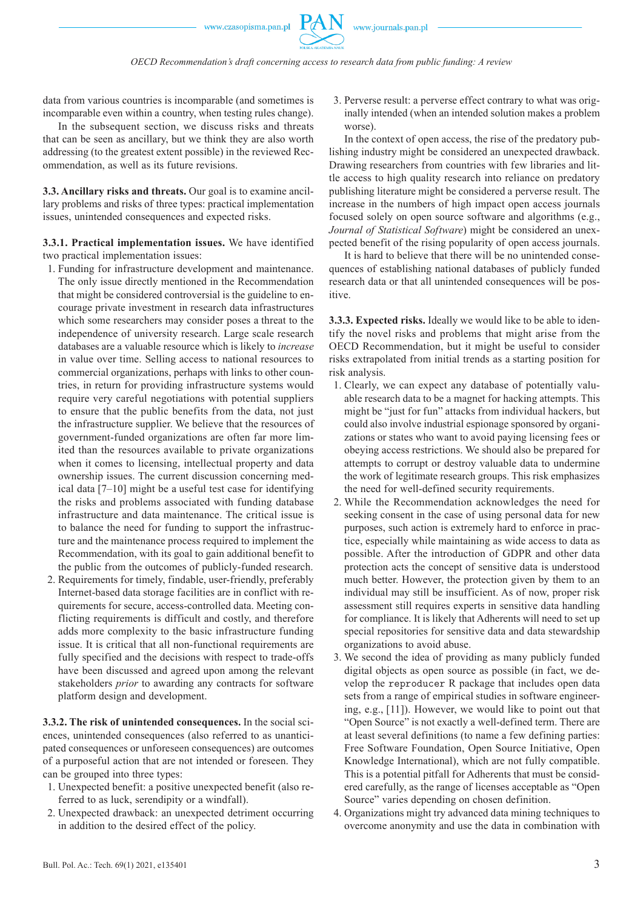data from various countries is incomparable (and sometimes is incomparable even within a country, when testing rules change).

In the subsequent section, we discuss risks and threats that can be seen as ancillary, but we think they are also worth addressing (to the greatest extent possible) in the reviewed Recommendation, as well as its future revisions.

**3.3. Ancillary risks and threats.** Our goal is to examine ancillary problems and risks of three types: practical implementation issues, unintended consequences and expected risks.

**3.3.1. Practical implementation issues.** We have identified two practical implementation issues:

1. Funding for infrastructure development and maintenance. The only issue directly mentioned in the Recommendation that might be considered controversial is the guideline to encourage private investment in research data infrastructures which some researchers may consider poses a threat to the independence of university research. Large scale research databases are a valuable resource which is likely to *increase* in value over time. Selling access to national resources to commercial organizations, perhaps with links to other countries, in return for providing infrastructure systems would require very careful negotiations with potential suppliers to ensure that the public benefits from the data, not just the infrastructure supplier. We believe that the resources of government-funded organizations are often far more limited than the resources available to private organizations when it comes to licensing, intellectual property and data ownership issues. The current discussion concerning medical data [7–10] might be a useful test case for identifying the risks and problems associated with funding database infrastructure and data maintenance. The critical issue is to balance the need for funding to support the infrastructure and the maintenance process required to implement the Recommendation, with its goal to gain additional benefit to the public from the outcomes of publicly-funded research.
2. Requirements for timely, findable, user-friendly, preferably Internet-based data storage facilities are in conflict with requirements for secure, access-controlled data. Meeting conflicting requirements is difficult and costly, and therefore adds more complexity to the basic infrastructure funding issue. It is critical that all non-functional requirements are fully specified and the decisions with respect to trade-offs have been discussed and agreed upon among the relevant stakeholders *prior* to awarding any contracts for software platform design and development.

**3.3.2. The risk of unintended consequences.** In the social sciences, unintended consequences (also referred to as unanticipated consequences or unforeseen consequences) are outcomes of a purposeful action that are not intended or foreseen. They can be grouped into three types:

1. Unexpected benefit: a positive unexpected benefit (also referred to as luck, serendipity or a windfall).
2. Unexpected drawback: an unexpected detriment occurring in addition to the desired effect of the policy.
3. Perverse result: a perverse effect contrary to what was originally intended (when an intended solution makes a problem worse).

In the context of open access, the rise of the predatory publishing industry might be considered an unexpected drawback. Drawing researchers from countries with few libraries and little access to high quality research into reliance on predatory publishing literature might be considered a perverse result. The increase in the numbers of high impact open access journals focused solely on open source software and algorithms (e.g., *Journal of Statistical Software*) might be considered an unexpected benefit of the rising popularity of open access journals.

It is hard to believe that there will be no unintended consequences of establishing national databases of publicly funded research data or that all unintended consequences will be positive.

**3.3.3. Expected risks.** Ideally we would like to be able to identify the novel risks and problems that might arise from the OECD Recommendation, but it might be useful to consider risks extrapolated from initial trends as a starting position for risk analysis.

1. Clearly, we can expect any database of potentially valuable research data to be a magnet for hacking attempts. This might be "just for fun" attacks from individual hackers, but could also involve industrial espionage sponsored by organizations or states who want to avoid paying licensing fees or obeying access restrictions. We should also be prepared for attempts to corrupt or destroy valuable data to undermine the work of legitimate research groups. This risk emphasizes the need for well-defined security requirements.
2. While the Recommendation acknowledges the need for seeking consent in the case of using personal data for new purposes, such action is extremely hard to enforce in practice, especially while maintaining as wide access to data as possible. After the introduction of GDPR and other data protection acts the concept of sensitive data is understood much better. However, the protection given by them to an individual may still be insufficient. As of now, proper risk assessment still requires experts in sensitive data handling for compliance. It is likely that Adherents will need to set up special repositories for sensitive data and data stewardship organizations to avoid abuse.
3. We second the idea of providing as many publicly funded digital objects as open source as possible (in fact, we develop the `reproducer` R package that includes open data sets from a range of empirical studies in software engineering, e.g., [11]). However, we would like to point out that "Open Source" is not exactly a well-defined term. There are at least several definitions (to name a few defining parties: Free Software Foundation, Open Source Initiative, Open Knowledge International), which are not fully compatible. This is a potential pitfall for Adherents that must be considered carefully, as the range of licenses acceptable as "Open Source" varies depending on chosen definition.
4. Organizations might try advanced data mining techniques to overcome anonymity and use the data in combination with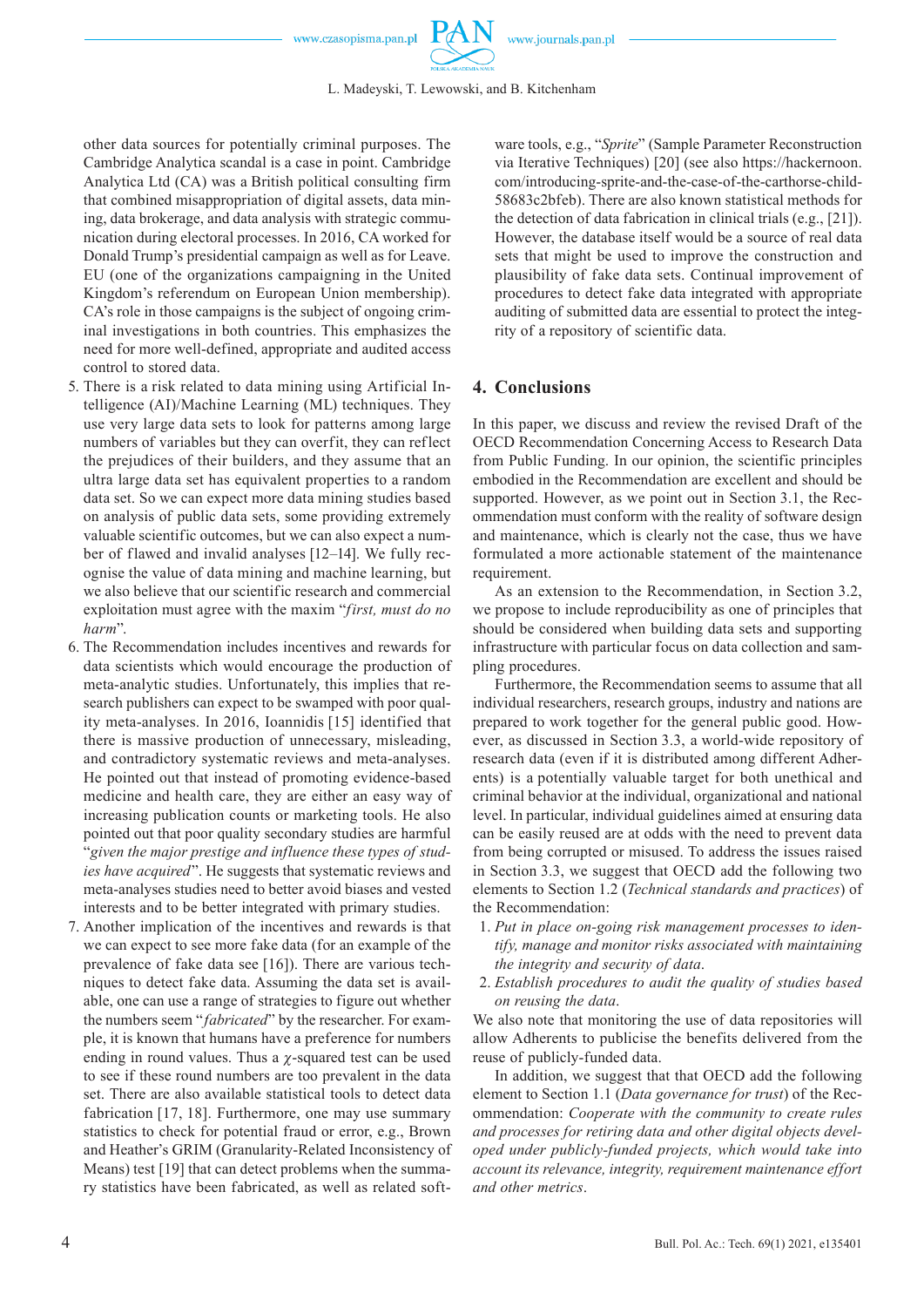other data sources for potentially criminal purposes. The Cambridge Analytica scandal is a case in point. Cambridge Analytica Ltd (CA) was a British political consulting firm that combined misappropriation of digital assets, data mining, data brokerage, and data analysis with strategic communication during electoral processes. In 2016, CA worked for Donald Trump's presidential campaign as well as for Leave. EU (one of the organizations campaigning in the United Kingdom's referendum on European Union membership). CA's role in those campaigns is the subject of ongoing criminal investigations in both countries. This emphasizes the need for more well-defined, appropriate and audited access control to stored data.

5. There is a risk related to data mining using Artificial Intelligence (AI)/Machine Learning (ML) techniques. They use very large data sets to look for patterns among large numbers of variables but they can overfit, they can reflect the prejudices of their builders, and they assume that an ultra large data set has equivalent properties to a random data set. So we can expect more data mining studies based on analysis of public data sets, some providing extremely valuable scientific outcomes, but we can also expect a number of flawed and invalid analyses [12–14]. We fully recognise the value of data mining and machine learning, but we also believe that our scientific research and commercial exploitation must agree with the maxim "*first, must do no harm*".
6. The Recommendation includes incentives and rewards for data scientists which would encourage the production of meta-analytic studies. Unfortunately, this implies that research publishers can expect to be swamped with poor quality meta-analyses. In 2016, Ioannidis [15] identified that there is massive production of unnecessary, misleading, and contradictory systematic reviews and meta-analyses. He pointed out that instead of promoting evidence-based medicine and health care, they are either an easy way of increasing publication counts or marketing tools. He also pointed out that poor quality secondary studies are harmful "*given the major prestige and influence these types of studies have acquired*". He suggests that systematic reviews and meta-analyses studies need to better avoid biases and vested interests and to be better integrated with primary studies.
7. Another implication of the incentives and rewards is that we can expect to see more fake data (for an example of the prevalence of fake data see [16]). There are various techniques to detect fake data. Assuming the data set is available, one can use a range of strategies to figure out whether the numbers seem "*fabricated*" by the researcher. For example, it is known that humans have a preference for numbers ending in round values. Thus a $\chi$-squared test can be used to see if these round numbers are too prevalent in the data set. There are also available statistical tools to detect data fabrication [17, 18]. Furthermore, one may use summary statistics to check for potential fraud or error, e.g., Brown and Heather's GRIM (Granularity-Related Inconsistency of Means) test [19] that can detect problems when the summary statistics have been fabricated, as well as related software tools, e.g., "*Sprite*" (Sample Parameter Reconstruction via Iterative Techniques) [20] (see also https://hackernoon.com/introducing-sprite-and-the-case-of-the-carthorse-child-58683c2bfeb). There are also known statistical methods for the detection of data fabrication in clinical trials (e.g., [21]). However, the database itself would be a source of real data sets that might be used to improve the construction and plausibility of fake data sets. Continual improvement of procedures to detect fake data integrated with appropriate auditing of submitted data are essential to protect the integrity of a repository of scientific data.

## 4. Conclusions

In this paper, we discuss and review the revised Draft of the OECD Recommendation Concerning Access to Research Data from Public Funding. In our opinion, the scientific principles embodied in the Recommendation are excellent and should be supported. However, as we point out in Section 3.1, the Recommendation must conform with the reality of software systems and maintenance, which is clearly not the case, thus we have formulated a more actionable statement of the maintenance requirement.

As an extension to the Recommendation, in Section 3.2, we propose to include reproducibility as one of principles that should be considered when building data sets and supporting infrastructure with particular focus on data collection and sampling procedures.

Furthermore, the Recommendation seems to assume that all individual researchers, research groups, industry and nations are prepared to work together for the general public good. However, as discussed in Section 3.3, a world-wide repository of research data (even if it is distributed among different Adherents) is a potentially valuable target for both unethical and criminal behavior at the individual, organizational and national level. In particular, individual guidelines aimed at ensuring data can be easily reused are at odds with the need to prevent data from being corrupted or misused. To address the issues raised in Section 3.3, we suggest that OECD add the following two elements to Section 1.2 (*Technical standards and practices*) of the Recommendation:

1. *Put in place on-going risk management processes to identify, manage and monitor risks associated with maintaining the integrity and security of data.*
2. *Establish procedures to audit the quality of studies based on reusing the data.*

We also note that monitoring the use of data repositories will allow Adherents to publicise the benefits delivered from the reuse of publicly-funded data.

In addition, we suggest that that OECD add the following element to Section 1.1 (*Data governance for trust*) of the Recommendation: *Cooperate with the community to create rules and processes for retiring data and other digital objects developed under publicly-funded projects, which would take into account its relevance, integrity, requirement maintenance effort and other metrics.*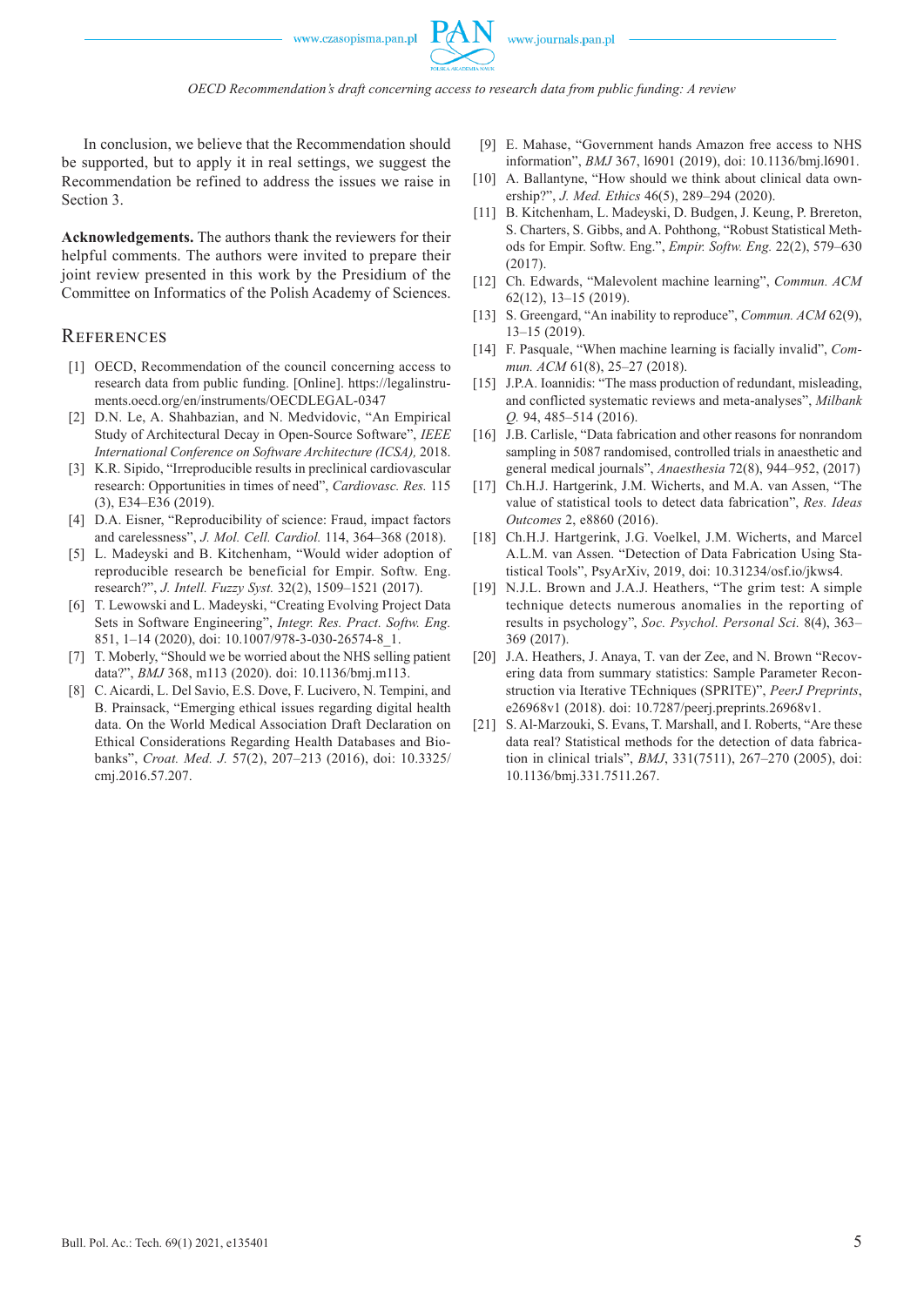In conclusion, we believe that the Recommendation should be supported, but to apply it in real settings, we suggest the Recommendation be refined to address the issues we raise in Section 3.

**Acknowledgements.** The authors thank the reviewers for their helpful comments. The authors were invited to prepare their joint review presented in this work by the Presidium of the Committee on Informatics of the Polish Academy of Sciences.

## References

[1] OECD, Recommendation of the council concerning access to research data from public funding. [Online]. https://legalinstruments.oecd.org/en/instruments/OECDLEGAL-0347

[2] D.N. Le, A. Shahbazian, and N. Medvidovic, "An Empirical Study of Architectural Decay in Open-Source Software", *IEEE International Conference on Software Architecture (ICSA),* 2018.

[3] K.R. Sipido, "Irreproducible results in preclinical cardiovascular research: Opportunities in times of need", *Cardiovasc. Res.* 115 (3), E34–E36 (2019).

[4] D.A. Eisner, "Reproducibility of science: Fraud, impact factors and carelessness", *J. Mol. Cell. Cardiol.* 114, 364–368 (2018).

[5] L. Madeyski and B. Kitchenham, "Would wider adoption of reproducible research be beneficial for Empir. Softw. Eng. research?", *J. Intell. Fuzzy Syst.* 32(2), 1509–1521 (2017).

[6] T. Lewowski and L. Madeyski, "Creating Evolving Project Data Sets in Software Engineering", *Integr. Res. Pract. Softw. Eng.* 851, 1–14 (2020), doi: 10.1007/978-3-030-26574-8_1.

[7] T. Moberly, "Should we be worried about the NHS selling patient data?", *BMJ* 368, m113 (2020). doi: 10.1136/bmj.m113.

[8] C. Aicardi, L. Del Savio, E.S. Dove, F. Lucivero, N. Tempini, and B. Prainsack, "Emerging ethical issues regarding digital health data. On the World Medical Association Draft Declaration on Ethical Considerations Regarding Health Databases and Biobanks", *Croat. Med. J.* 57(2), 207–213 (2016), doi: 10.3325/cmj.2016.57.207.

[9] E. Mahase, "Government hands Amazon free access to NHS information", *BMJ* 367, l6901 (2019), doi: 10.1136/bmj.l6901.

[10] A. Ballantyne, "How should we think about clinical data ownership?", *J. Med. Ethics* 46(5), 289–294 (2020).

[11] B. Kitchenham, L. Madeyski, D. Budgen, J. Keung, P. Brereton, S. Charters, S. Gibbs, and A. Pohthong, "Robust Statistical Methods for Empir. Softw. Eng.", *Empir. Softw. Eng.* 22(2), 579–630 (2017).

[12] Ch. Edwards, "Malevolent machine learning", *Commun. ACM* 62(12), 13–15 (2019).

[13] S. Greengard, "An inability to reproduce", *Commun. ACM* 62(9), 13–15 (2019).

[14] F. Pasquale, "When machine learning is facially invalid", *Commun. ACM* 61(8), 25–27 (2018).

[15] J.P.A. Ioannidis: "The mass production of redundant, misleading, and conflicted systematic reviews and meta-analyses", *Milbank Q.* 94, 485–514 (2016).

[16] J.B. Carlisle, "Data fabrication and other reasons for nonrandom sampling in 5087 randomised, controlled trials in anaesthetic and general medical journals", *Anaesthesia* 72(8), 944–952, (2017)

[17] Ch.H.J. Hartgerink, J.M. Wicherts, and M.A. van Assen, "The value of statistical tools to detect data fabrication", *Res. Ideas Outcomes* 2, e8860 (2016).

[18] Ch.H.J. Hartgerink, J.G. Voelkel, J.M. Wicherts, and Marcel A.L.M. van Assen. "Detection of Data Fabrication Using Statistical Tools", PsyArXiv, 2019, doi: 10.31234/osf.io/jkws4.

[19] N.J.L. Brown and J.A.J. Heathers, "The grim test: A simple technique detects numerous anomalies in the reporting of results in psychology", *Soc. Psychol. Personal Sci.* 8(4), 363–369 (2017).

[20] J.A. Heathers, J. Anaya, T. van der Zee, and N. Brown "Recovering data from summary statistics: Sample Parameter Reconstruction via Iterative TEchniques (SPRITE)", *PeerJ Preprints*, e26968v1 (2018). doi: 10.7287/peerj.preprints.26968v1.

[21] S. Al-Marzouki, S. Evans, T. Marshall, and I. Roberts, "Are these data real? Statistical methods for the detection of data fabrication in clinical trials", *BMJ*, 331(7511), 267–270 (2005), doi: 10.1136/bmj.331.7511.267.